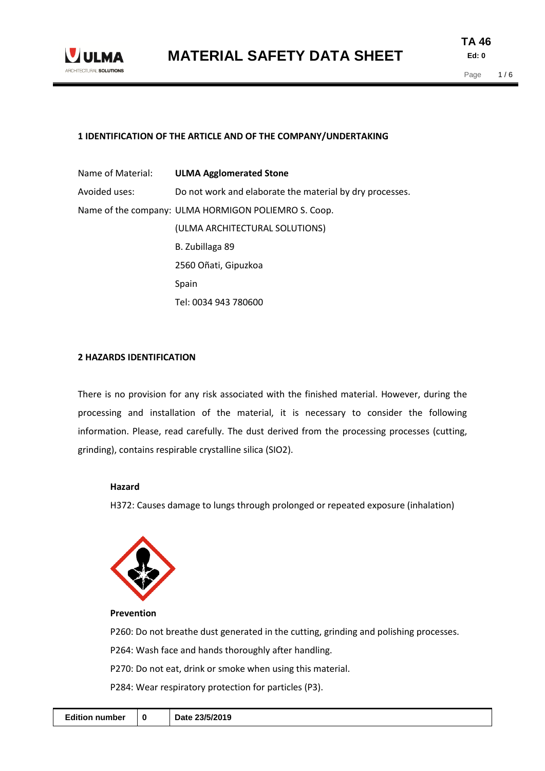## 1 IDENTIFICATION OF THE ARTICLE AND OF THE COMPANY/UNDERTAKING

Name of Material: **ULMA Agglomerated Stone**

Avoided uses: Do not work and elaborate the material by dry processes.

Name of the company: ULMA HORMIGON POLIEMRO S. Coop.

(ULMA ARCHITECTURAL SOLUTIONS)

B. Zubillaga 89

2560 Oñati, Gipuzkoa

Spain

Tel: 0034 943 780600

## 2 HAZARDS IDENTIFICATION

There is no provision for any risk associated with the finished material. However, during the processing and installation of the material, it is necessary to consider the following information. Please, read carefully. The dust derived from the processing processes (cutting, grinding), contains respirable crystalline silica (SIO2).

**Hazard**

H372: Causes damage to lungs through prolonged or repeated exposure (inhalation)

**Prevention**

P260: Do not breathe dust generated in the cutting, grinding and polishing processes.

P264: Wash face and hands thoroughly after handling.

P270: Do not eat, drink or smoke when using this material.

P284: Wear respiratory protection for particles (P3).

| Edition number | 0 | Date 23/5/2019 |
|---|---|---|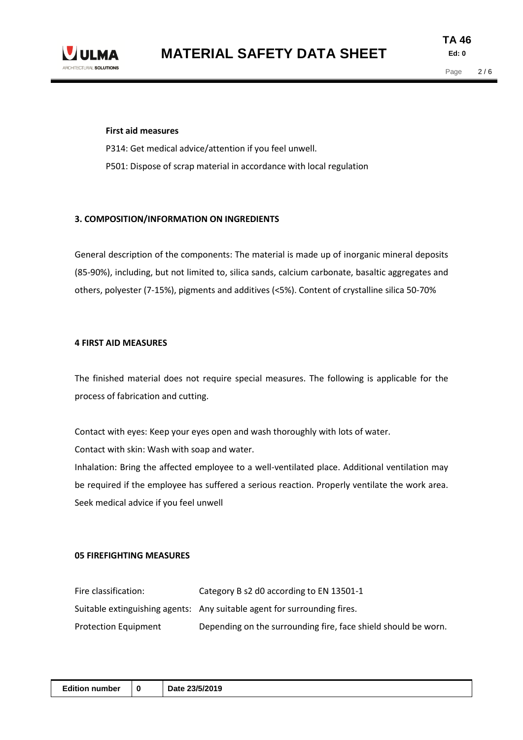**First aid measures**

P314: Get medical advice/attention if you feel unwell.

P501: Dispose of scrap material in accordance with local regulation

## 3. COMPOSITION/INFORMATION ON INGREDIENTS

General description of the components: The material is made up of inorganic mineral deposits (85-90%), including, but not limited to, silica sands, calcium carbonate, basaltic aggregates and others, polyester (7-15%), pigments and additives (<5%). Content of crystalline silica 50-70%

## 4 FIRST AID MEASURES

The finished material does not require special measures. The following is applicable for the process of fabrication and cutting.

Contact with eyes: Keep your eyes open and wash thoroughly with lots of water.

Contact with skin: Wash with soap and water.

Inhalation: Bring the affected employee to a well-ventilated place. Additional ventilation may be required if the employee has suffered a serious reaction. Properly ventilate the work area. Seek medical advice if you feel unwell

## 05 FIREFIGHTING MEASURES

| | |
|---|---|
| Fire classification: | Category B s2 d0 according to EN 13501-1 |
| Suitable extinguishing agents: | Any suitable agent for surrounding fires. |
| Protection Equipment | Depending on the surrounding fire, face shield should be worn. |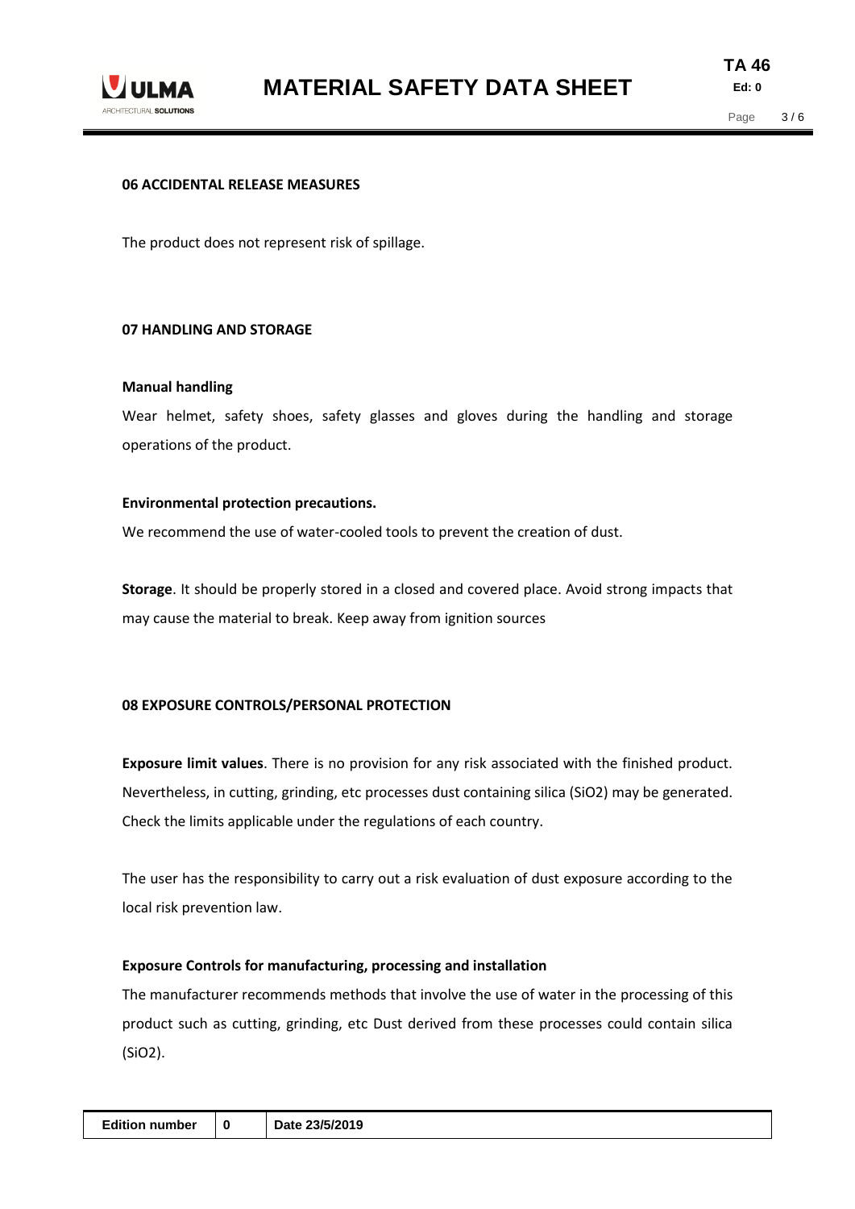## 06 ACCIDENTAL RELEASE MEASURES

The product does not represent risk of spillage.

## 07 HANDLING AND STORAGE

**Manual handling**

Wear helmet, safety shoes, safety glasses and gloves during the handling and storage operations of the product.

**Environmental protection precautions.**

We recommend the use of water-cooled tools to prevent the creation of dust.

**Storage**. It should be properly stored in a closed and covered place. Avoid strong impacts that may cause the material to break. Keep away from ignition sources

## 08 EXPOSURE CONTROLS/PERSONAL PROTECTION

**Exposure limit values**. There is no provision for any risk associated with the finished product. Nevertheless, in cutting, grinding, etc processes dust containing silica ($SiO_2$) may be generated. Check the limits applicable under the regulations of each country.

The user has the responsibility to carry out a risk evaluation of dust exposure according to the local risk prevention law.

**Exposure Controls for manufacturing, processing and installation**

The manufacturer recommends methods that involve the use of water in the processing of this product such as cutting, grinding, etc Dust derived from these processes could contain silica ($SiO_2$).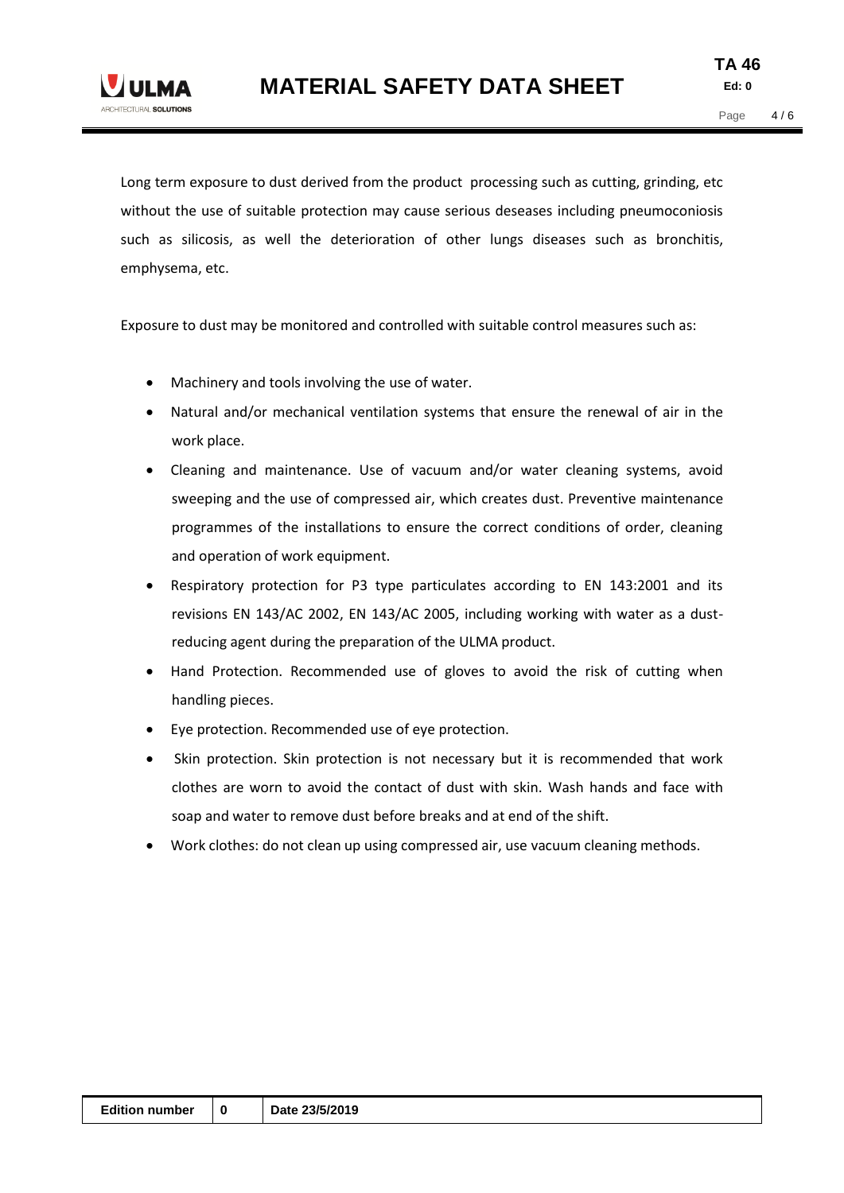Long term exposure to dust derived from the product processing such as cutting, grinding, etc without the use of suitable protection may cause serious deseases including pneumoconiosis such as silicosis, as well the deterioration of other lungs diseases such as bronchitis, emphysema, etc.

Exposure to dust may be monitored and controlled with suitable control measures such as:

- Machinery and tools involving the use of water.
- Natural and/or mechanical ventilation systems that ensure the renewal of air in the work place.
- Cleaning and maintenance. Use of vacuum and/or water cleaning systems, avoid sweeping and the use of compressed air, which creates dust. Preventive maintenance programmes of the installations to ensure the correct conditions of order, cleaning and operation of work equipment.
- Respiratory protection for P3 type particulates according to EN 143:2001 and its revisions EN 143/AC 2002, EN 143/AC 2005, including working with water as a dust-reducing agent during the preparation of the ULMA product.
- Hand Protection. Recommended use of gloves to avoid the risk of cutting when handling pieces.
- Eye protection. Recommended use of eye protection.
- Skin protection. Skin protection is not necessary but it is recommended that work clothes are worn to avoid the contact of dust with skin. Wash hands and face with soap and water to remove dust before breaks and at end of the shift.
- Work clothes: do not clean up using compressed air, use vacuum cleaning methods.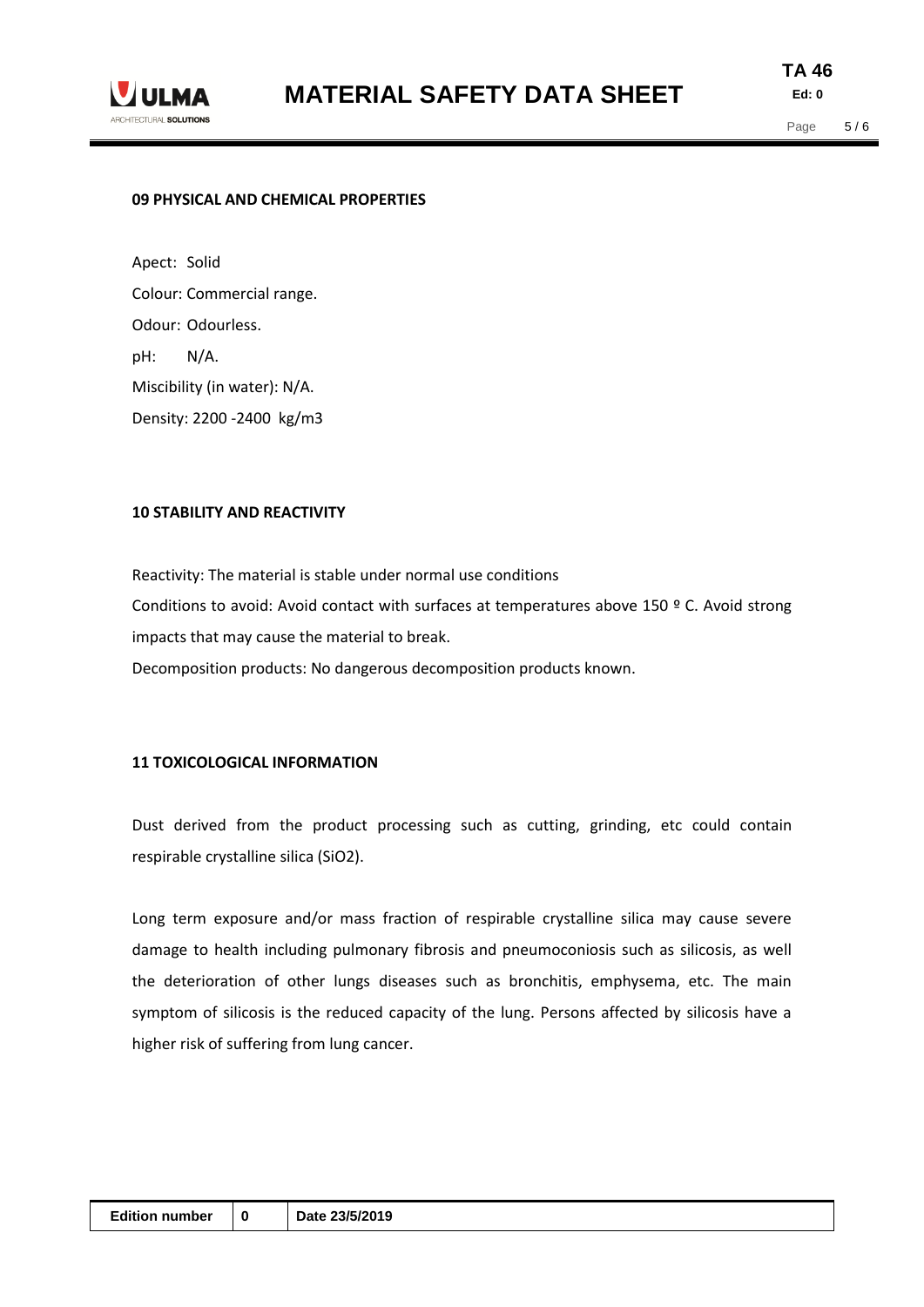## 09 PHYSICAL AND CHEMICAL PROPERTIES

Apect: Solid

Colour: Commercial range.

Odour: Odourless.

pH: N/A.

Miscibility (in water): N/A.

Density: 2200 -2400 kg/m3

## 10 STABILITY AND REACTIVITY

Reactivity: The material is stable under normal use conditions

Conditions to avoid: Avoid contact with surfaces at temperatures above 150 º C. Avoid strong impacts that may cause the material to break.

Decomposition products: No dangerous decomposition products known.

## 11 TOXICOLOGICAL INFORMATION

Dust derived from the product processing such as cutting, grinding, etc could contain respirable crystalline silica ($SiO_2$).

Long term exposure and/or mass fraction of respirable crystalline silica may cause severe damage to health including pulmonary fibrosis and pneumoconiosis such as silicosis, as well the deterioration of other lungs diseases such as bronchitis, emphysema, etc. The main symptom of silicosis is the reduced capacity of the lung. Persons affected by silicosis have a higher risk of suffering from lung cancer.

| Edition number | 0 | Date 23/5/2019 |
|---|---|---|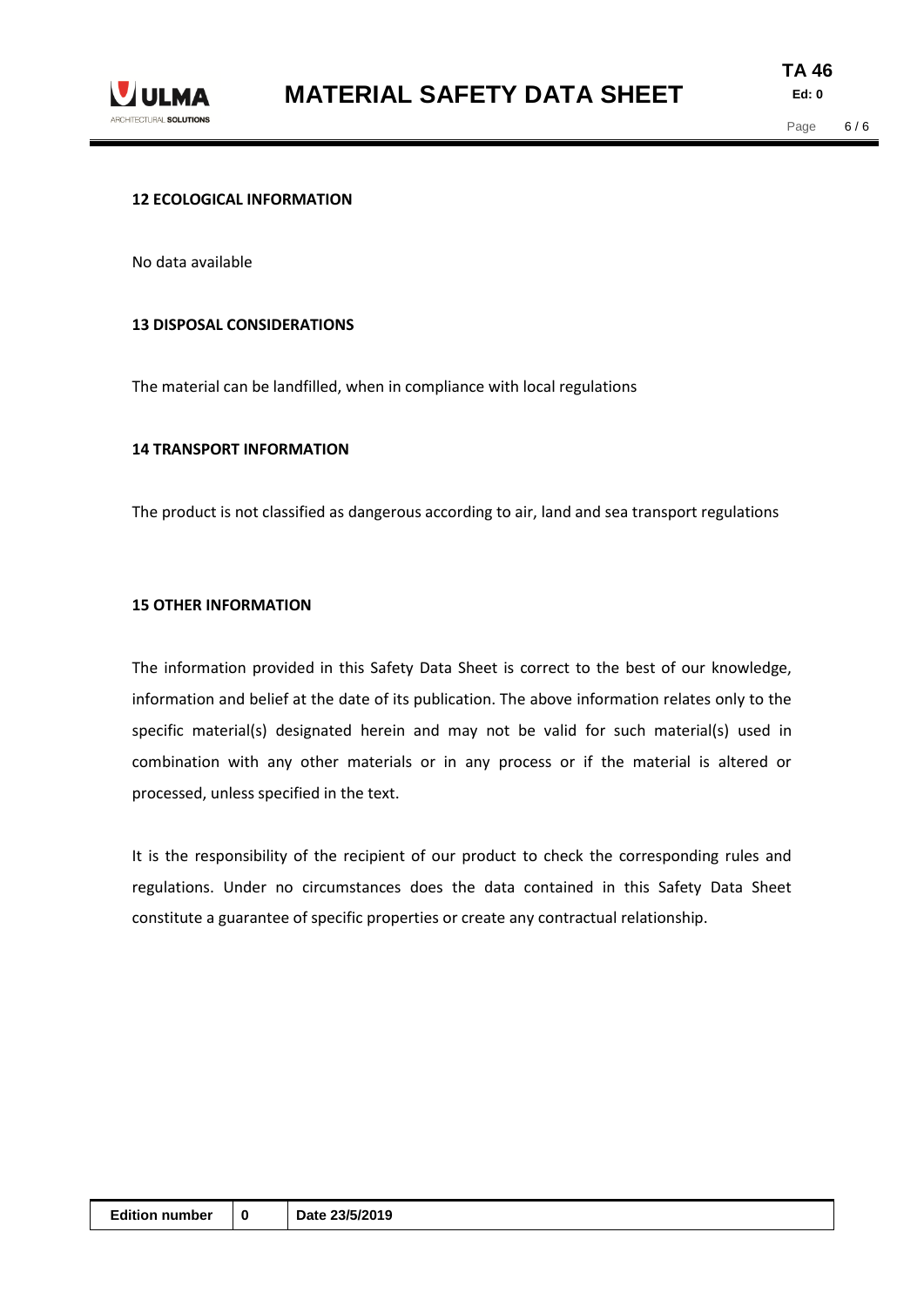## 12 ECOLOGICAL INFORMATION

No data available

## 13 DISPOSAL CONSIDERATIONS

The material can be landfilled, when in compliance with local regulations

## 14 TRANSPORT INFORMATION

The product is not classified as dangerous according to air, land and sea transport regulations

## 15 OTHER INFORMATION

The information provided in this Safety Data Sheet is correct to the best of our knowledge, information and belief at the date of its publication. The above information relates only to the specific material(s) designated herein and may not be valid for such material(s) used in combination with any other materials or in any process or if the material is altered or processed, unless specified in the text.

It is the responsibility of the recipient of our product to check the corresponding rules and regulations. Under no circumstances does the data contained in this Safety Data Sheet constitute a guarantee of specific properties or create any contractual relationship.